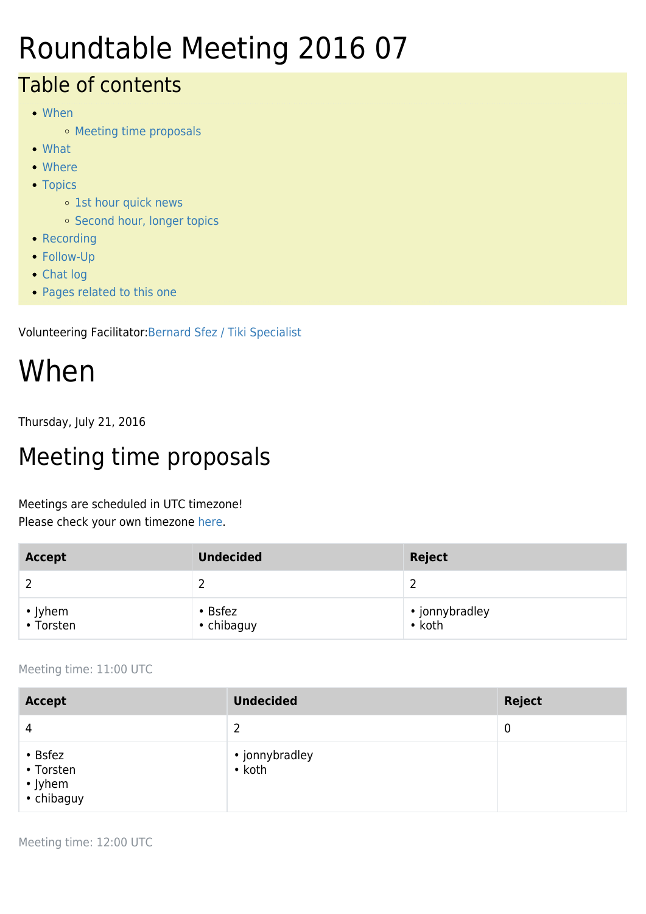# Roundtable Meeting 2016 07

## Table of contents

- When
  - Meeting time proposals
- What
- Where
- Topics
  - 1st hour quick news
  - Second hour, longer topics
- Recording
- Follow-Up
- Chat log
- Pages related to this one

Volunteering Facilitator:Bernard Sfez / Tiki Specialist

# When

Thursday, July 21, 2016

## Meeting time proposals

Meetings are scheduled in UTC timezone!
Please check your own timezone here.

| Accept | Undecided | Reject |
|---|---|---|
| 2 | 2 | 2 |
| • Jyhem<br>• Torsten | • Bsfez<br>• chibaguy | • jonnybradley<br>• koth |

Meeting time: 11:00 UTC

| Accept | Undecided | Reject |
|---|---|---|
| 4 | 2 | 0 |
| • Bsfez<br>• Torsten<br>• Jyhem<br>• chibaguy | • jonnybradley<br>• koth | |

Meeting time: 12:00 UTC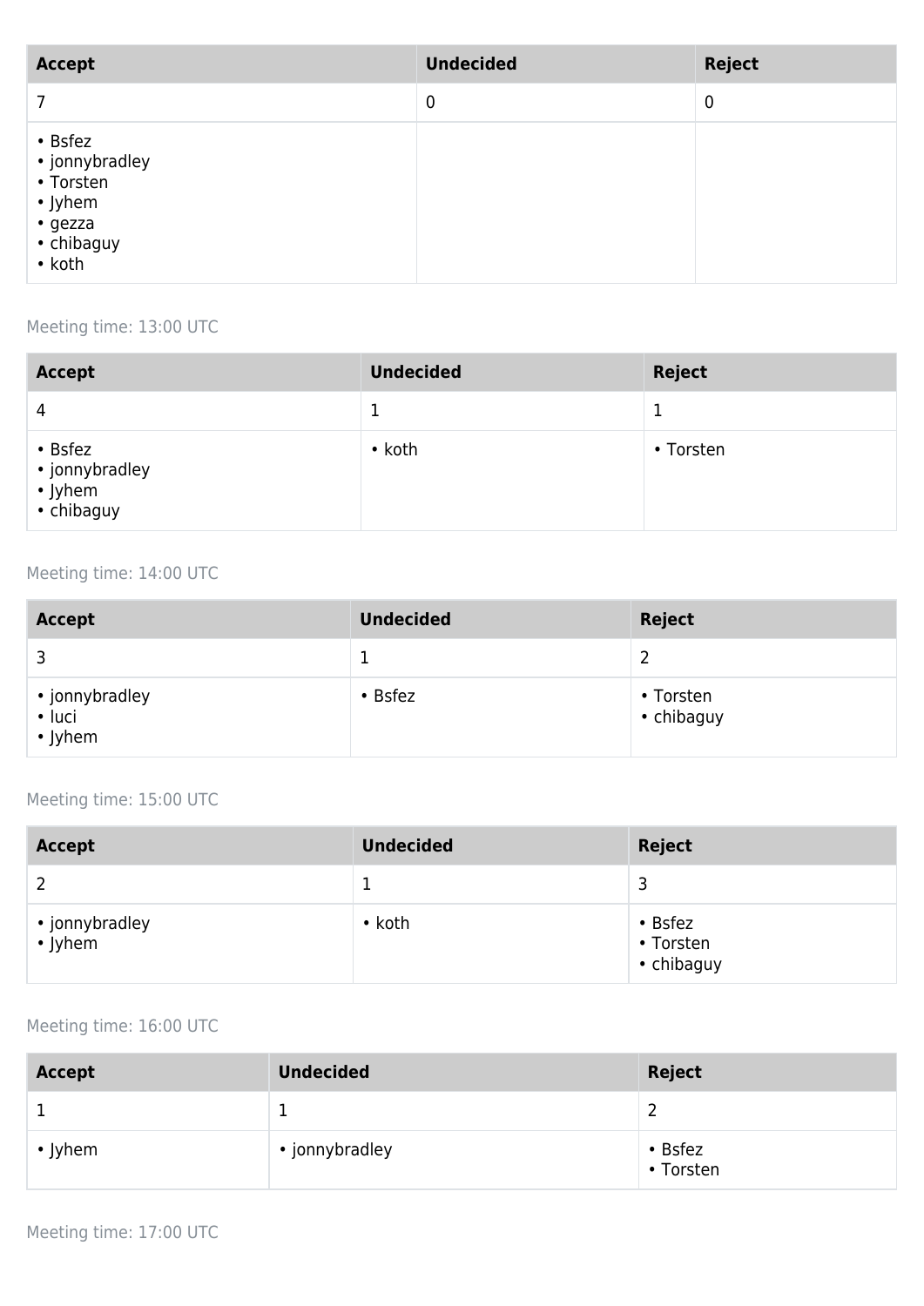| Accept | Undecided | Reject |
| --- | --- | --- |
| 7 | 0 | 0 |
| • Bsfez<br>• jonnybradley<br>• Torsten<br>• Jyhem<br>• gezza<br>• chibaguy<br>• koth | | |

Meeting time: 13:00 UTC

| Accept | Undecided | Reject |
| --- | --- | --- |
| 4 | 1 | 1 |
| • Bsfez<br>• jonnybradley<br>• Jyhem<br>• chibaguy | • koth | • Torsten |

Meeting time: 14:00 UTC

| Accept | Undecided | Reject |
| --- | --- | --- |
| 3 | 1 | 2 |
| • jonnybradley<br>• luci<br>• Jyhem | • Bsfez | • Torsten<br>• chibaguy |

Meeting time: 15:00 UTC

| Accept | Undecided | Reject |
| --- | --- | --- |
| 2 | 1 | 3 |
| • jonnybradley<br>• Jyhem | • koth | • Bsfez<br>• Torsten<br>• chibaguy |

Meeting time: 16:00 UTC

| Accept | Undecided | Reject |
| --- | --- | --- |
| 1 | 1 | 2 |
| • Jyhem | • jonnybradley | • Bsfez<br>• Torsten |

Meeting time: 17:00 UTC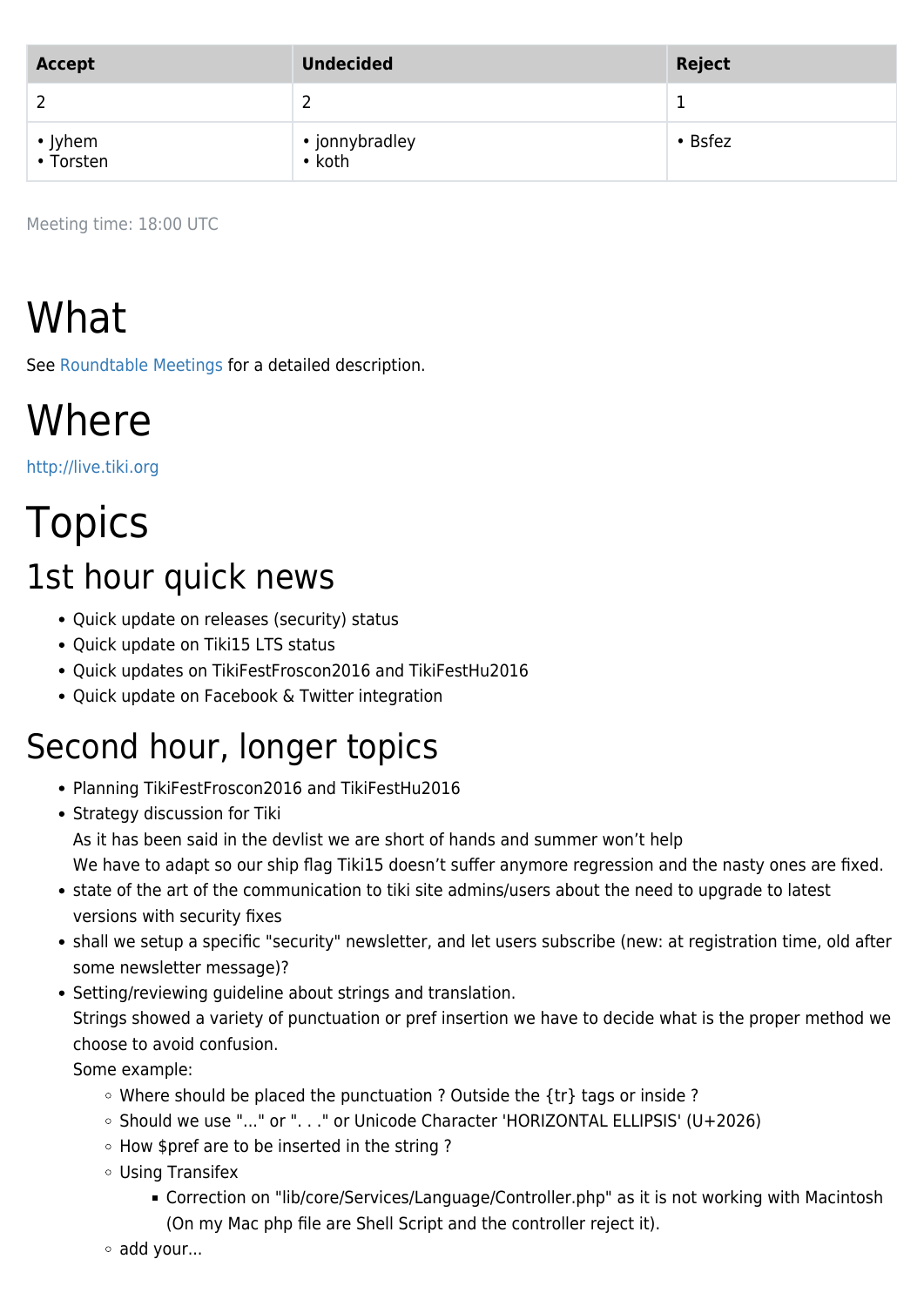| Accept | Undecided | Reject |
|---|---|---|
| 2 | 2 | 1 |
| • Jyhem<br>• Torsten | • jonnybradley<br>• koth | • Bsfez |

Meeting time: 18:00 UTC

# What

See Roundtable Meetings for a detailed description.

# Where

http://live.tiki.org

# Topics

## 1st hour quick news

- Quick update on releases (security) status
- Quick update on Tiki15 LTS status
- Quick updates on TikiFestFroscon2016 and TikiFestHu2016
- Quick update on Facebook & Twitter integration

## Second hour, longer topics

- Planning TikiFestFroscon2016 and TikiFestHu2016
- Strategy discussion for Tiki
  As it has been said in the devlist we are short of hands and summer won't help
  We have to adapt so our ship flag Tiki15 doesn't suffer anymore regression and the nasty ones are fixed.
- state of the art of the communication to tiki site admins/users about the need to upgrade to latest versions with security fixes
- shall we setup a specific "security" newsletter, and let users subscribe (new: at registration time, old after some newsletter message)?
- Setting/reviewing guideline about strings and translation.
  Strings showed a variety of punctuation or pref insertion we have to decide what is the proper method we choose to avoid confusion.
  Some example:
  - Where should be placed the punctuation ? Outside the {tr} tags or inside ?
  - Should we use "..." or ". . ." or Unicode Character 'HORIZONTAL ELLIPSIS' (U+2026)
  - How $pref are to be inserted in the string ?
  - Using Transifex
    - Correction on "lib/core/Services/Language/Controller.php" as it is not working with Macintosh (On my Mac php file are Shell Script and the controller reject it).
  - add your...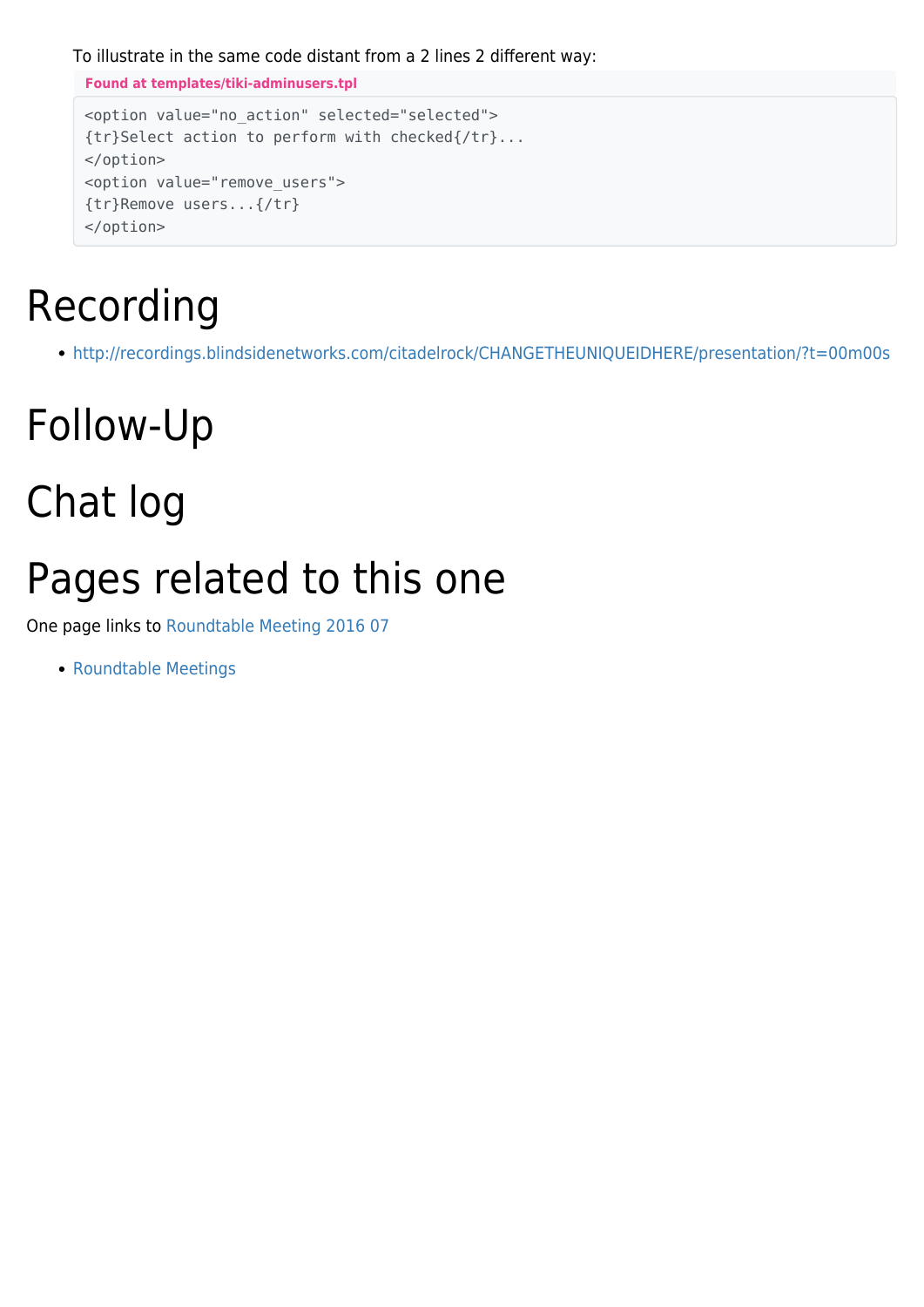To illustrate in the same code distant from a 2 lines 2 different way:

**Found at templates/tiki-adminusers.tpl**

```
<option value="no_action" selected="selected">
{tr}Select action to perform with checked{/tr}...
</option>
<option value="remove_users">
{tr}Remove users...{/tr}
</option>
```

# Recording

- http://recordings.blindsidenetworks.com/citadelrock/CHANGETHEUNIQUEIDHERE/presentation/?t=00m00s

# Follow-Up

# Chat log

# Pages related to this one

One page links to Roundtable Meeting 2016 07

- Roundtable Meetings